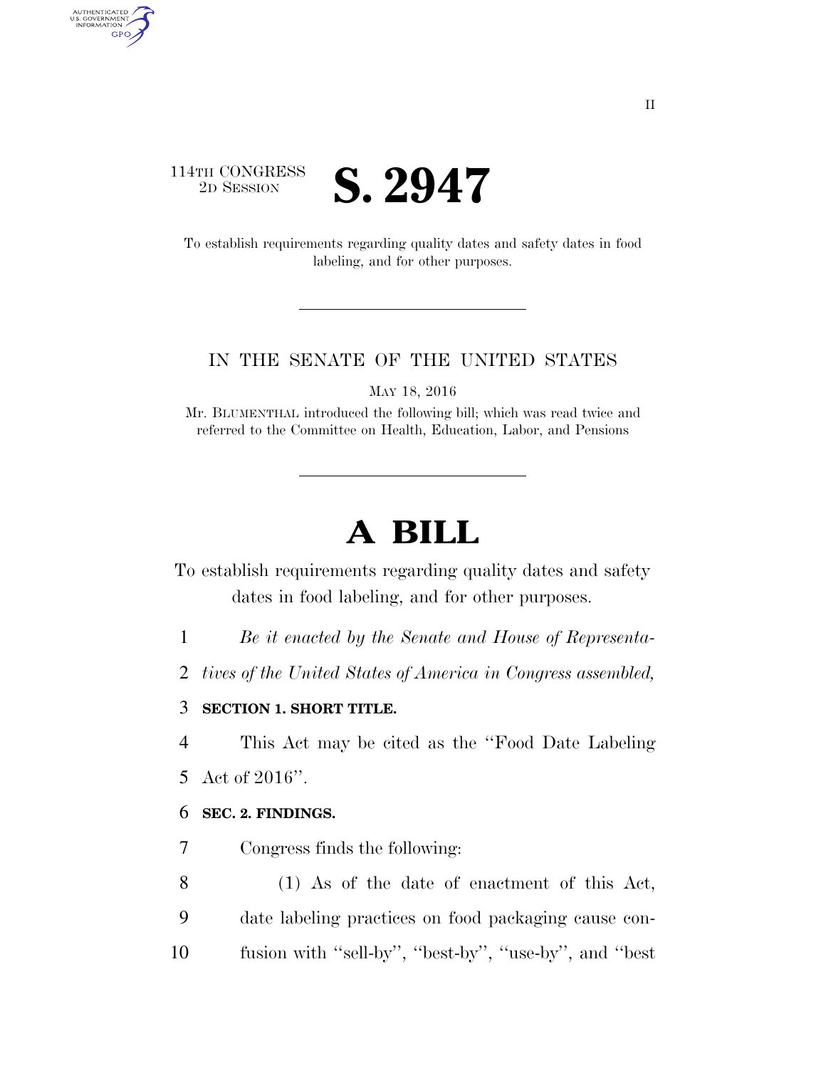114TH CONGRESS
2D SESSION

# S. 2947

To establish requirements regarding quality dates and safety dates in food labeling, and for other purposes.

IN THE SENATE OF THE UNITED STATES

MAY 18, 2016

Mr. BLUMENTHAL introduced the following bill; which was read twice and referred to the Committee on Health, Education, Labor, and Pensions

# A BILL

To establish requirements regarding quality dates and safety dates in food labeling, and for other purposes.

*Be it enacted by the Senate and House of Representatives of the United States of America in Congress assembled,*

**SECTION 1. SHORT TITLE.**

This Act may be cited as the ''Food Date Labeling Act of 2016''.

**SEC. 2. FINDINGS.**

Congress finds the following:

(1) As of the date of enactment of this Act, date labeling practices on food packaging cause confusion with ''sell-by'', ''best-by'', ''use-by'', and ''best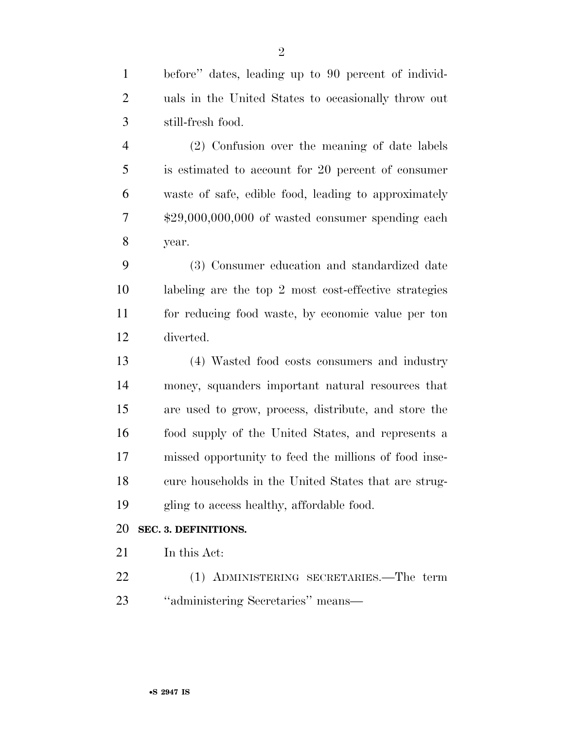before'' dates, leading up to 90 percent of individuals in the United States to occasionally throw out still-fresh food.

(2) Confusion over the meaning of date labels is estimated to account for 20 percent of consumer waste of safe, edible food, leading to approximately $29,000,000,000 of wasted consumer spending each year.

(3) Consumer education and standardized date labeling are the top 2 most cost-effective strategies for reducing food waste, by economic value per ton diverted.

(4) Wasted food costs consumers and industry money, squanders important natural resources that are used to grow, process, distribute, and store the food supply of the United States, and represents a missed opportunity to feed the millions of food insecure households in the United States that are struggling to access healthy, affordable food.

**SEC. 3. DEFINITIONS.**

In this Act:

(1) ADMINISTERING SECRETARIES.—The term ''administering Secretaries'' means—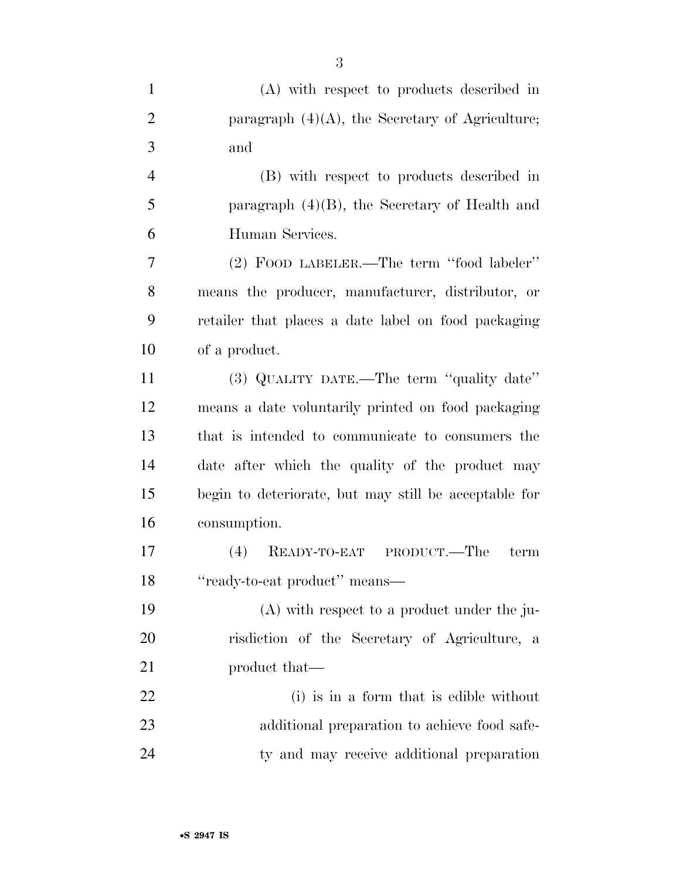(A) with respect to products described in paragraph (4)(A), the Secretary of Agriculture; and

(B) with respect to products described in paragraph (4)(B), the Secretary of Health and Human Services.

(2) FOOD LABELER.—The term ''food labeler'' means the producer, manufacturer, distributor, or retailer that places a date label on food packaging of a product.

(3) QUALITY DATE.—The term ''quality date'' means a date voluntarily printed on food packaging that is intended to communicate to consumers the date after which the quality of the product may begin to deteriorate, but may still be acceptable for consumption.

(4) READY-TO-EAT PRODUCT.—The term ''ready-to-eat product'' means—

(A) with respect to a product under the jurisdiction of the Secretary of Agriculture, a product that—

(i) is in a form that is edible without additional preparation to achieve food safety and may receive additional preparation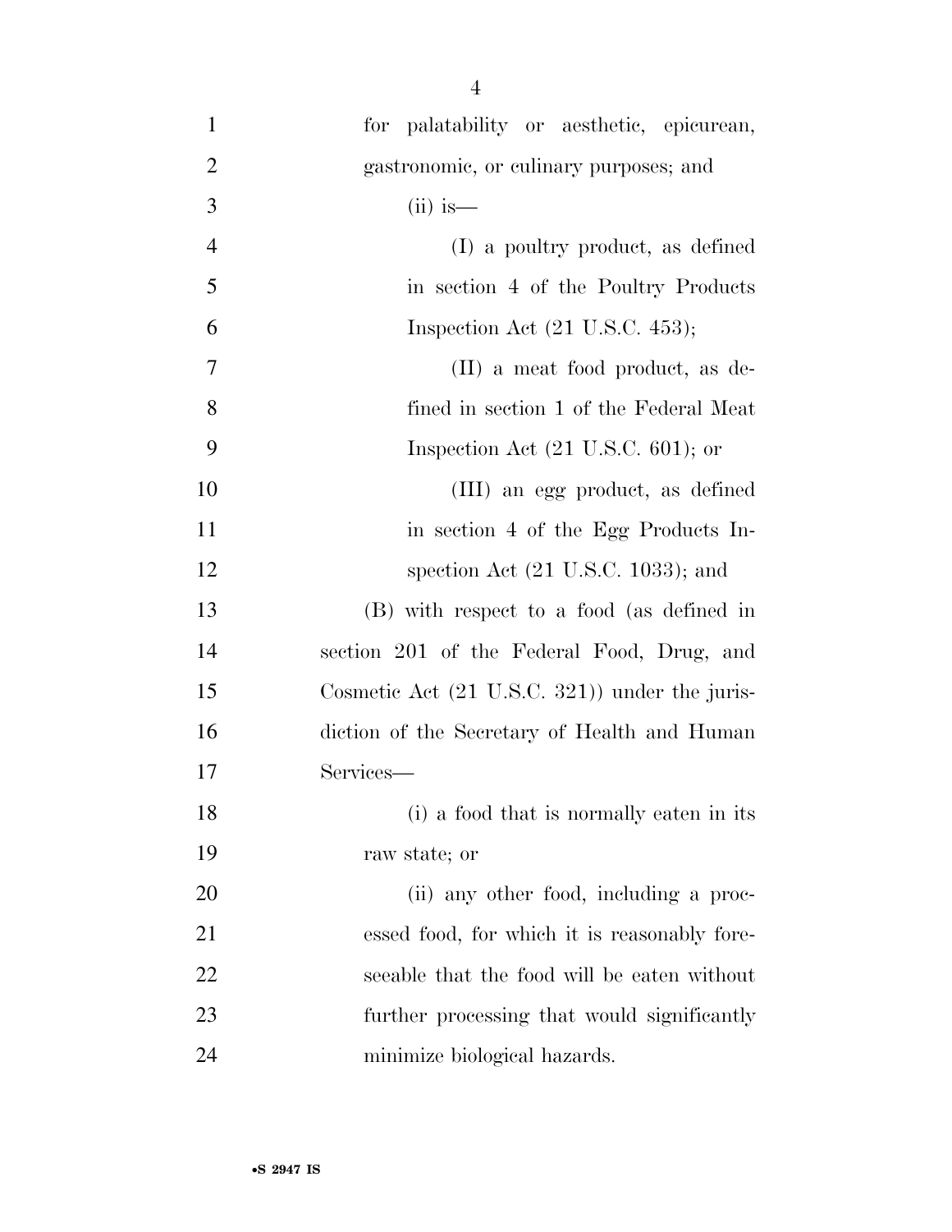for palatability or aesthetic, epicurean, gastronomic, or culinary purposes; and

(ii) is—

(I) a poultry product, as defined in section 4 of the Poultry Products Inspection Act (21 U.S.C. 453);

(II) a meat food product, as defined in section 1 of the Federal Meat Inspection Act (21 U.S.C. 601); or

(III) an egg product, as defined in section 4 of the Egg Products Inspection Act (21 U.S.C. 1033); and

(B) with respect to a food (as defined in section 201 of the Federal Food, Drug, and Cosmetic Act (21 U.S.C. 321)) under the jurisdiction of the Secretary of Health and Human Services—

(i) a food that is normally eaten in its raw state; or

(ii) any other food, including a processed food, for which it is reasonably foreseeable that the food will be eaten without further processing that would significantly minimize biological hazards.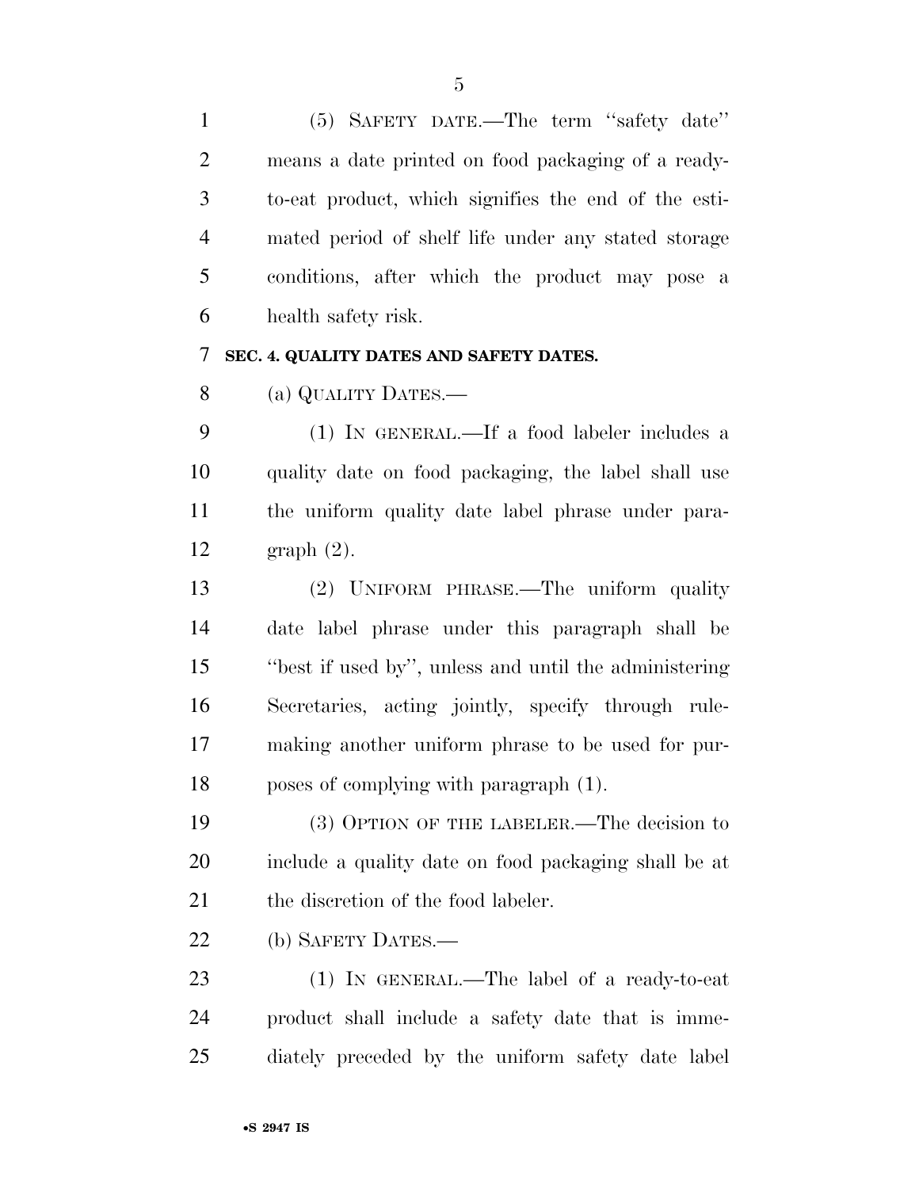(5) SAFETY DATE.—The term "safety date" means a date printed on food packaging of a ready-to-eat product, which signifies the end of the estimated period of shelf life under any stated storage conditions, after which the product may pose a health safety risk.

## SEC. 4. QUALITY DATES AND SAFETY DATES.

(a) QUALITY DATES.—

(1) IN GENERAL.—If a food labeler includes a quality date on food packaging, the label shall use the uniform quality date label phrase under paragraph (2).

(2) UNIFORM PHRASE.—The uniform quality date label phrase under this paragraph shall be "best if used by", unless and until the administering Secretaries, acting jointly, specify through rulemaking another uniform phrase to be used for purposes of complying with paragraph (1).

(3) OPTION OF THE LABELER.—The decision to include a quality date on food packaging shall be at the discretion of the food labeler.

(b) SAFETY DATES.—

(1) IN GENERAL.—The label of a ready-to-eat product shall include a safety date that is immediately preceded by the uniform safety date label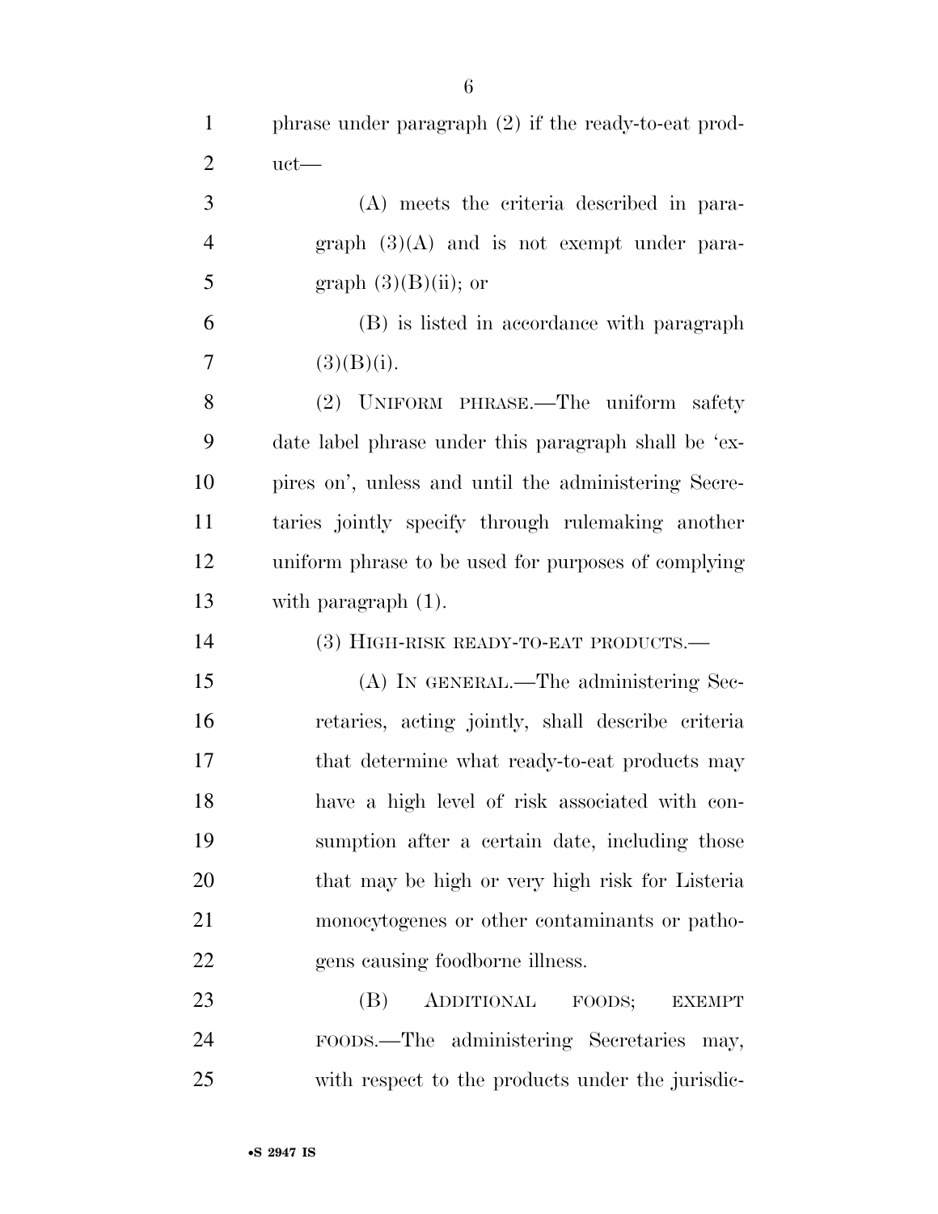phrase under paragraph (2) if the ready-to-eat product—

(A) meets the criteria described in paragraph (3)(A) and is not exempt under paragraph (3)(B)(ii); or

(B) is listed in accordance with paragraph (3)(B)(i).

(2) UNIFORM PHRASE.—The uniform safety date label phrase under this paragraph shall be 'expires on', unless and until the administering Secretaries jointly specify through rulemaking another uniform phrase to be used for purposes of complying with paragraph (1).

(3) HIGH-RISK READY-TO-EAT PRODUCTS.—

(A) IN GENERAL.—The administering Secretaries, acting jointly, shall describe criteria that determine what ready-to-eat products may have a high level of risk associated with consumption after a certain date, including those that may be high or very high risk for Listeria monocytogenes or other contaminants or pathogens causing foodborne illness.

(B) ADDITIONAL FOODS; EXEMPT FOODS.—The administering Secretaries may, with respect to the products under the jurisdic-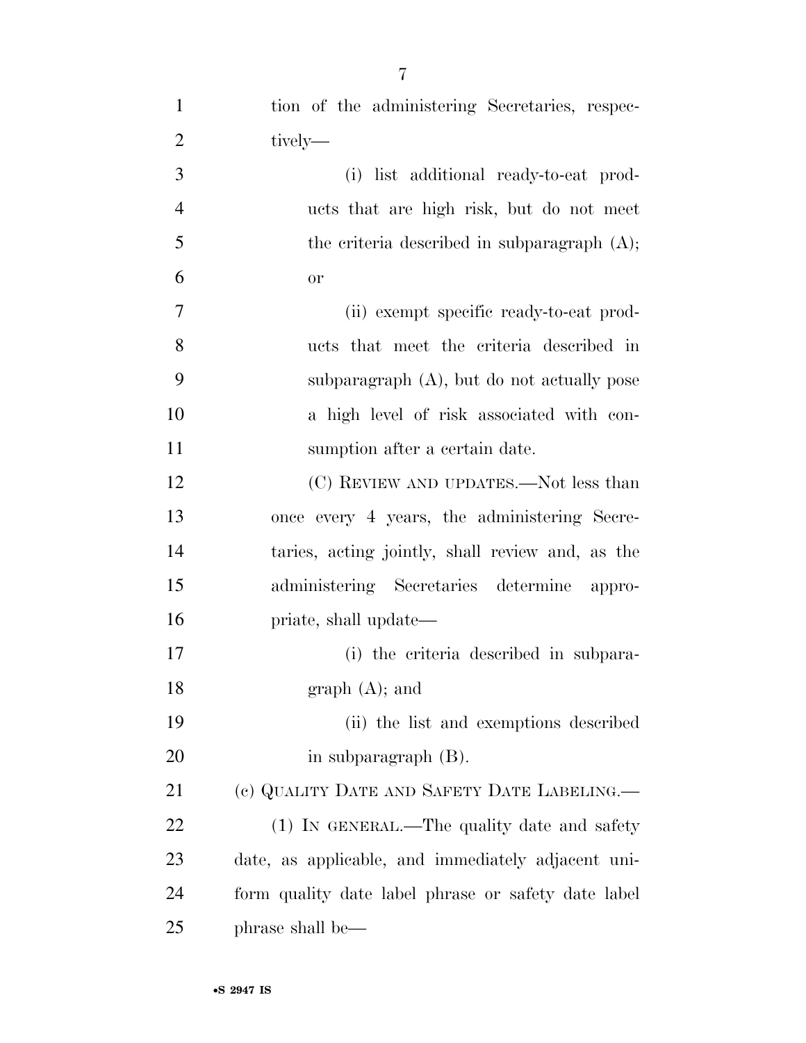tion of the administering Secretaries, respectively—

(i) list additional ready-to-eat products that are high risk, but do not meet the criteria described in subparagraph (A); or

(ii) exempt specific ready-to-eat products that meet the criteria described in subparagraph (A), but do not actually pose a high level of risk associated with consumption after a certain date.

(C) REVIEW AND UPDATES.—Not less than once every 4 years, the administering Secretaries, acting jointly, shall review and, as the administering Secretaries determine appropriate, shall update—

(i) the criteria described in subparagraph (A); and

(ii) the list and exemptions described in subparagraph (B).

(c) QUALITY DATE AND SAFETY DATE LABELING.—

(1) IN GENERAL.—The quality date and safety date, as applicable, and immediately adjacent uniform quality date label phrase or safety date label phrase shall be—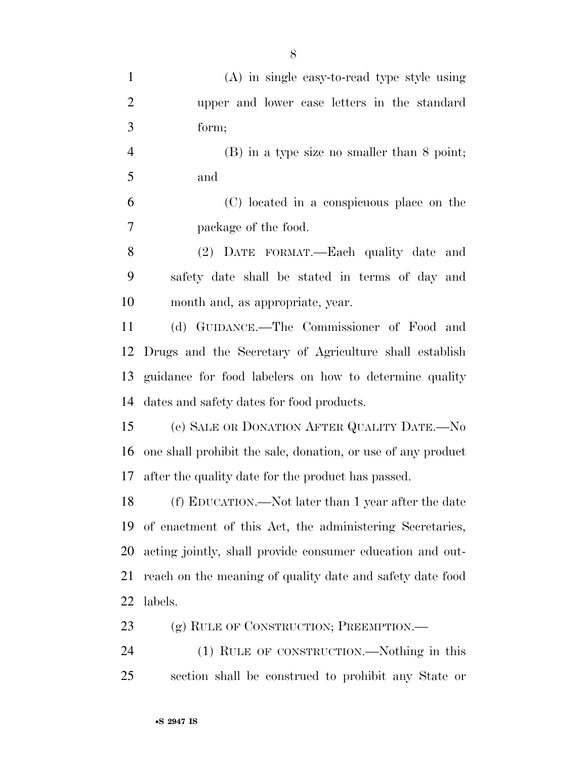(A) in single easy-to-read type style using upper and lower case letters in the standard form;

(B) in a type size no smaller than 8 point; and

(C) located in a conspicuous place on the package of the food.

(2) DATE FORMAT.—Each quality date and safety date shall be stated in terms of day and month and, as appropriate, year.

(d) GUIDANCE.—The Commissioner of Food and Drugs and the Secretary of Agriculture shall establish guidance for food labelers on how to determine quality dates and safety dates for food products.

(e) SALE OR DONATION AFTER QUALITY DATE.—No one shall prohibit the sale, donation, or use of any product after the quality date for the product has passed.

(f) EDUCATION.—Not later than 1 year after the date of enactment of this Act, the administering Secretaries, acting jointly, shall provide consumer education and outreach on the meaning of quality date and safety date food labels.

(g) RULE OF CONSTRUCTION; PREEMPTION.—

(1) RULE OF CONSTRUCTION.—Nothing in this section shall be construed to prohibit any State or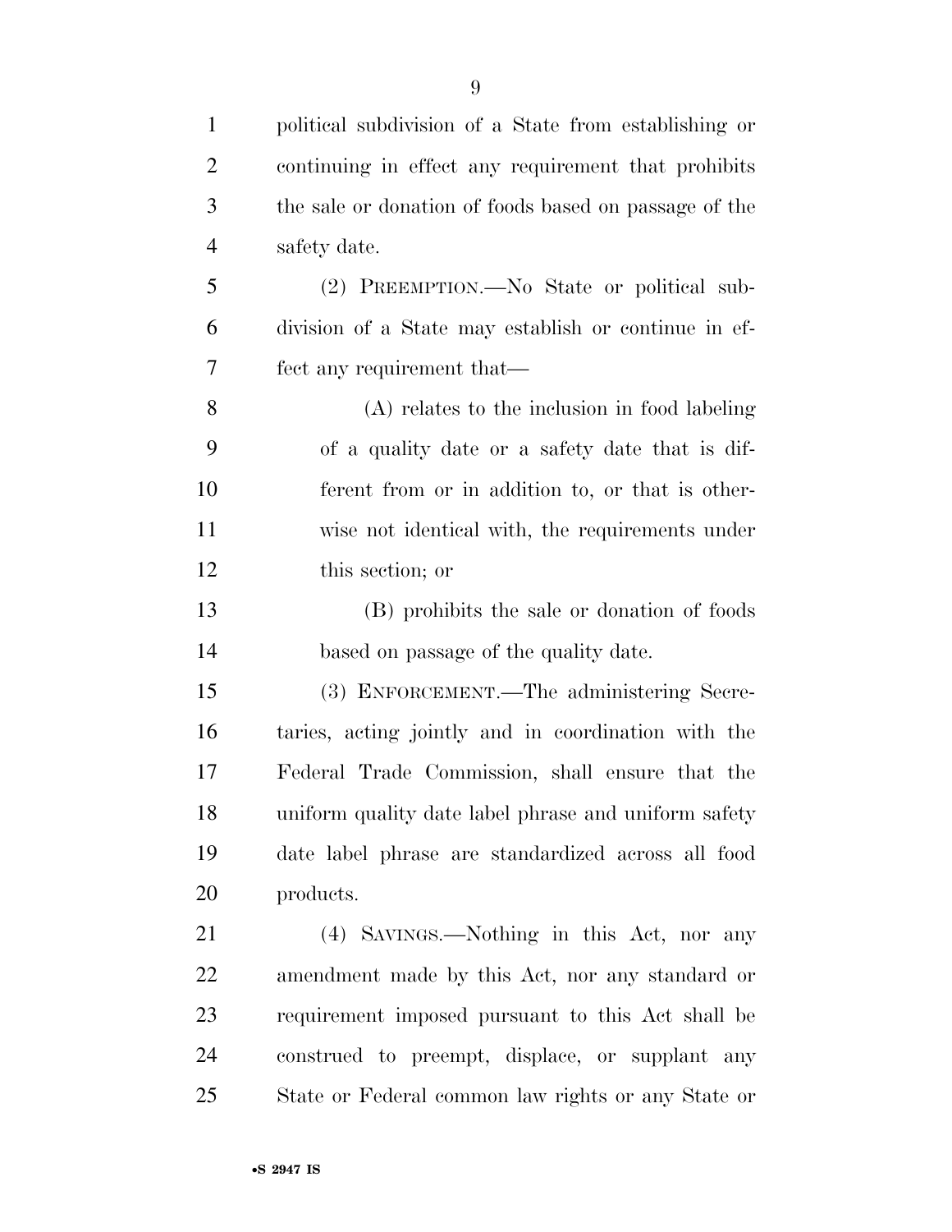political subdivision of a State from establishing or continuing in effect any requirement that prohibits the sale or donation of foods based on passage of the safety date.

(2) PREEMPTION.—No State or political subdivision of a State may establish or continue in effect any requirement that—

(A) relates to the inclusion in food labeling of a quality date or a safety date that is different from or in addition to, or that is otherwise not identical with, the requirements under this section; or

(B) prohibits the sale or donation of foods based on passage of the quality date.

(3) ENFORCEMENT.—The administering Secretaries, acting jointly and in coordination with the Federal Trade Commission, shall ensure that the uniform quality date label phrase and uniform safety date label phrase are standardized across all food products.

(4) SAVINGS.—Nothing in this Act, nor any amendment made by this Act, nor any standard or requirement imposed pursuant to this Act shall be construed to preempt, displace, or supplant any State or Federal common law rights or any State or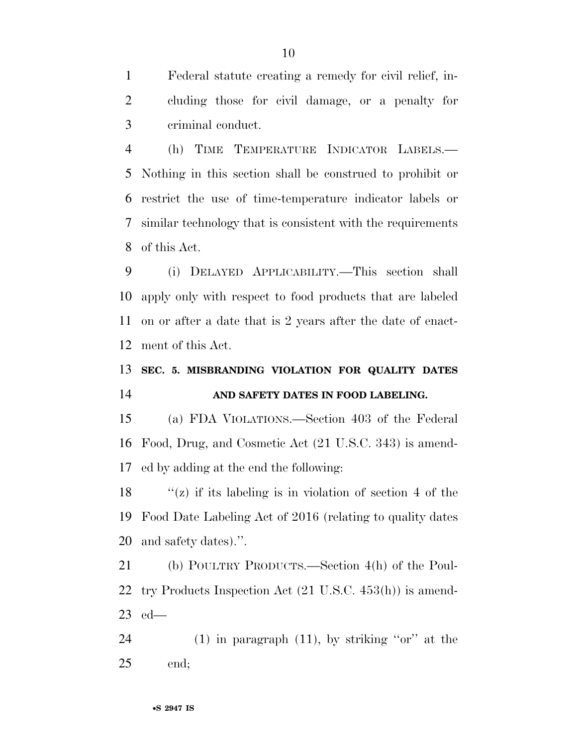Federal statute creating a remedy for civil relief, including those for civil damage, or a penalty for criminal conduct.

(h) TIME TEMPERATURE INDICATOR LABELS.—Nothing in this section shall be construed to prohibit or restrict the use of time-temperature indicator labels or similar technology that is consistent with the requirements of this Act.

(i) DELAYED APPLICABILITY.—This section shall apply only with respect to food products that are labeled on or after a date that is 2 years after the date of enactment of this Act.

**SEC. 5. MISBRANDING VIOLATION FOR QUALITY DATES AND SAFETY DATES IN FOOD LABELING.**

(a) FDA VIOLATIONS.—Section 403 of the Federal Food, Drug, and Cosmetic Act (21 U.S.C. 343) is amended by adding at the end the following:

''(z) if its labeling is in violation of section 4 of the Food Date Labeling Act of 2016 (relating to quality dates and safety dates).''.

(b) POULTRY PRODUCTS.—Section 4(h) of the Poultry Products Inspection Act (21 U.S.C. 453(h)) is amended—

(1) in paragraph (11), by striking ''or'' at the end;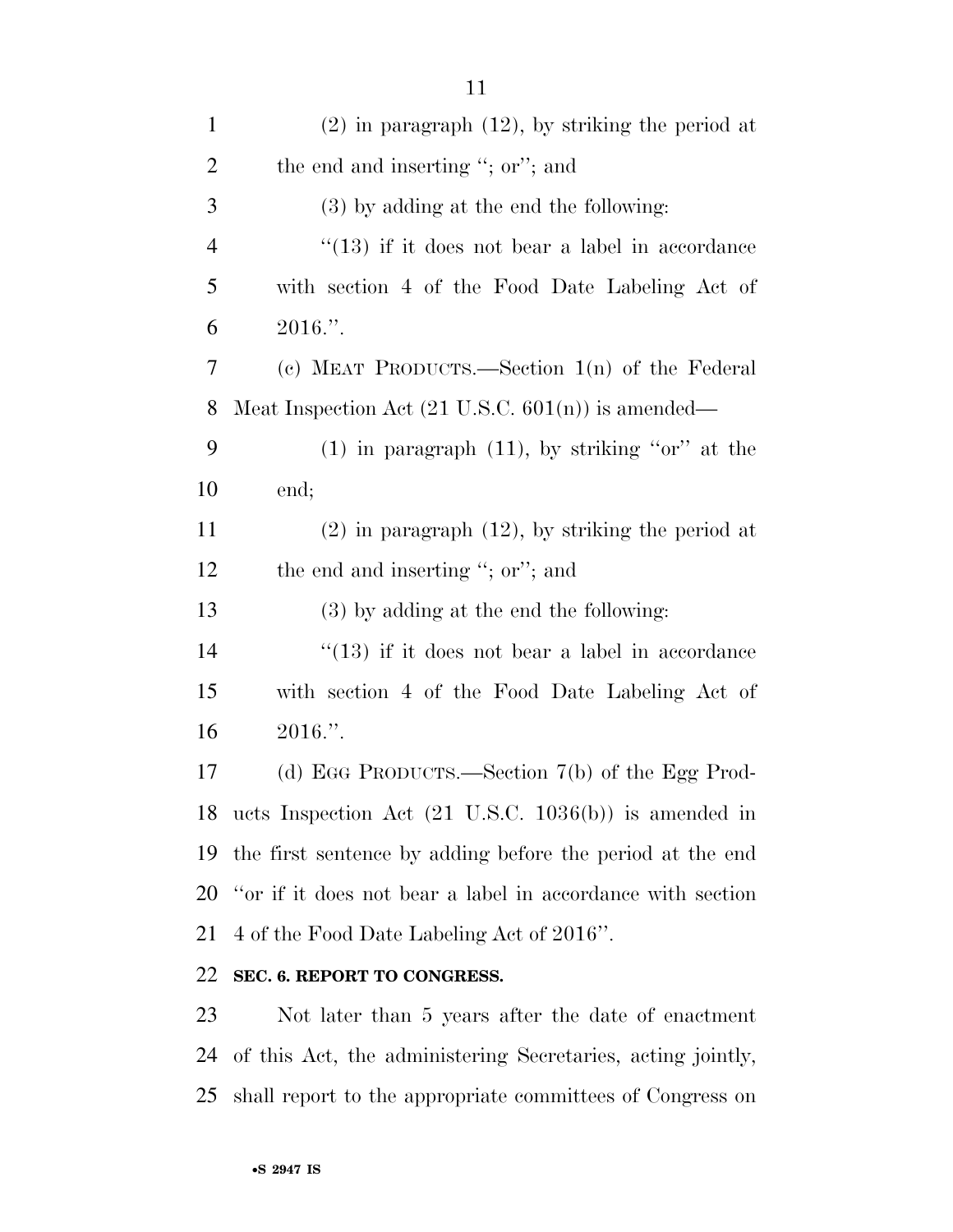(2) in paragraph (12), by striking the period at the end and inserting "; or"; and

(3) by adding at the end the following:

"(13) if it does not bear a label in accordance with section 4 of the Food Date Labeling Act of 2016.".

(c) MEAT PRODUCTS.—Section 1(n) of the Federal Meat Inspection Act (21 U.S.C. 601(n)) is amended—

(1) in paragraph (11), by striking "or" at the end;

(2) in paragraph (12), by striking the period at the end and inserting "; or"; and

(3) by adding at the end the following:

"(13) if it does not bear a label in accordance with section 4 of the Food Date Labeling Act of 2016.".

(d) EGG PRODUCTS.—Section 7(b) of the Egg Products Inspection Act (21 U.S.C. 1036(b)) is amended in the first sentence by adding before the period at the end "or if it does not bear a label in accordance with section 4 of the Food Date Labeling Act of 2016".

**SEC. 6. REPORT TO CONGRESS.**

Not later than 5 years after the date of enactment of this Act, the administering Secretaries, acting jointly, shall report to the appropriate committees of Congress on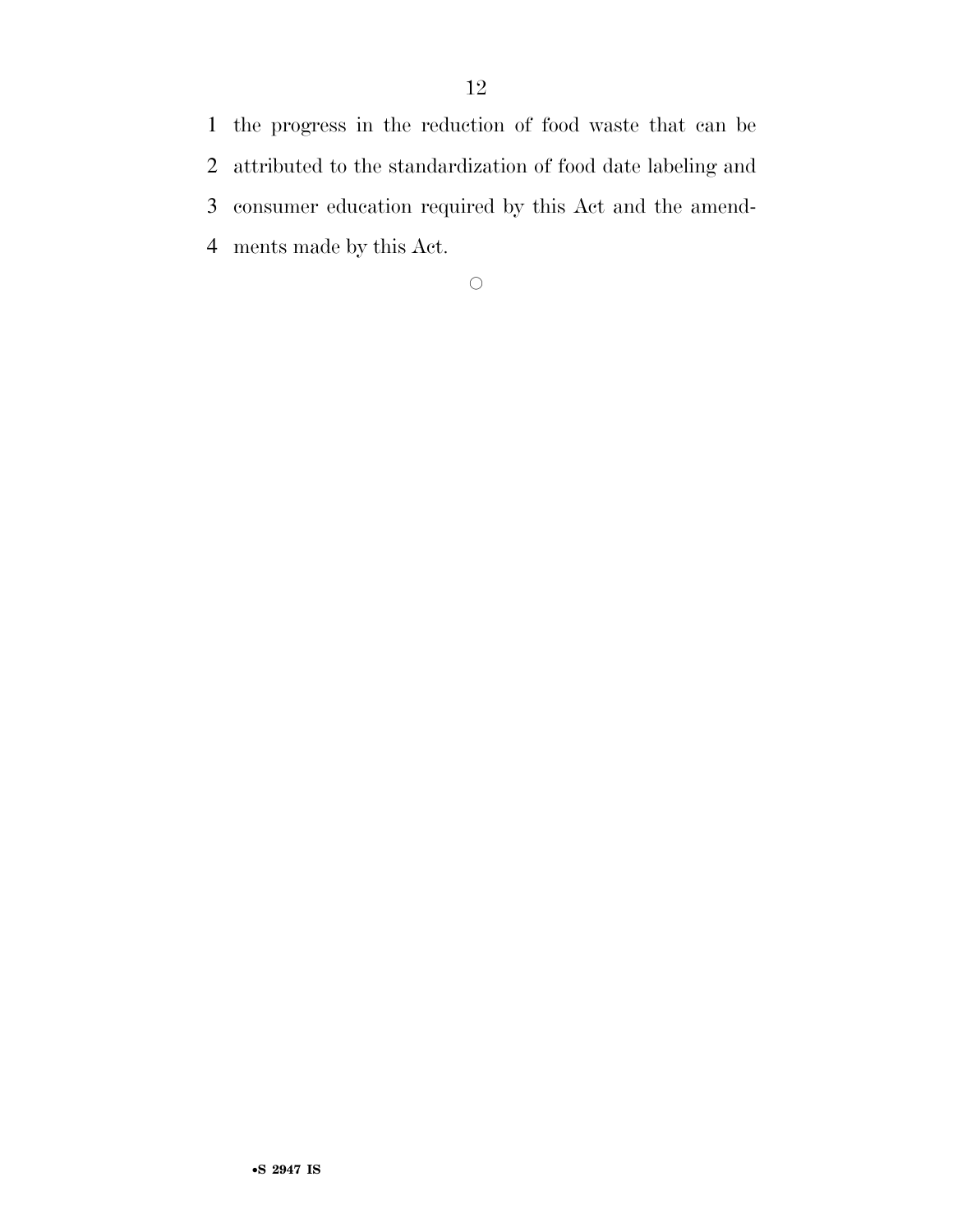the progress in the reduction of food waste that can be attributed to the standardization of food date labeling and consumer education required by this Act and the amendments made by this Act.

○